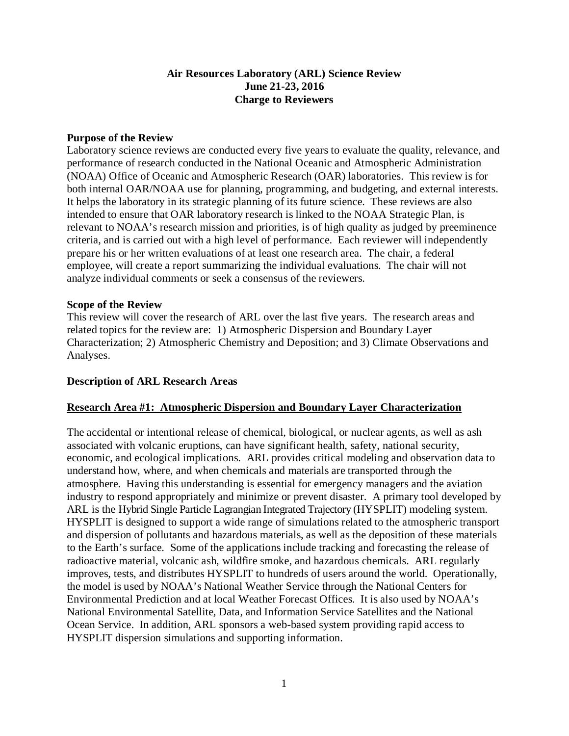# Air Resources Laboratory (ARL) Science Review
## June 21-23, 2016
## Charge to Reviewers

**Purpose of the Review**

Laboratory science reviews are conducted every five years to evaluate the quality, relevance, and performance of research conducted in the National Oceanic and Atmospheric Administration (NOAA) Office of Oceanic and Atmospheric Research (OAR) laboratories. This review is for both internal OAR/NOAA use for planning, programming, and budgeting, and external interests. It helps the laboratory in its strategic planning of its future science. These reviews are also intended to ensure that OAR laboratory research is linked to the NOAA Strategic Plan, is relevant to NOAA's research mission and priorities, is of high quality as judged by preeminence criteria, and is carried out with a high level of performance. Each reviewer will independently prepare his or her written evaluations of at least one research area. The chair, a federal employee, will create a report summarizing the individual evaluations. The chair will not analyze individual comments or seek a consensus of the reviewers.

**Scope of the Review**

This review will cover the research of ARL over the last five years. The research areas and related topics for the review are: 1) Atmospheric Dispersion and Boundary Layer Characterization; 2) Atmospheric Chemistry and Deposition; and 3) Climate Observations and Analyses.

**Description of ARL Research Areas**

**Research Area #1: Atmospheric Dispersion and Boundary Layer Characterization**

The accidental or intentional release of chemical, biological, or nuclear agents, as well as ash associated with volcanic eruptions, can have significant health, safety, national security, economic, and ecological implications. ARL provides critical modeling and observation data to understand how, where, and when chemicals and materials are transported through the atmosphere. Having this understanding is essential for emergency managers and the aviation industry to respond appropriately and minimize or prevent disaster. A primary tool developed by ARL is the Hybrid Single Particle Lagrangian Integrated Trajectory (HYSPLIT) modeling system. HYSPLIT is designed to support a wide range of simulations related to the atmospheric transport and dispersion of pollutants and hazardous materials, as well as the deposition of these materials to the Earth's surface. Some of the applications include tracking and forecasting the release of radioactive material, volcanic ash, wildfire smoke, and hazardous chemicals. ARL regularly improves, tests, and distributes HYSPLIT to hundreds of users around the world. Operationally, the model is used by NOAA's National Weather Service through the National Centers for Environmental Prediction and at local Weather Forecast Offices. It is also used by NOAA's National Environmental Satellite, Data, and Information Service Satellites and the National Ocean Service. In addition, ARL sponsors a web-based system providing rapid access to HYSPLIT dispersion simulations and supporting information.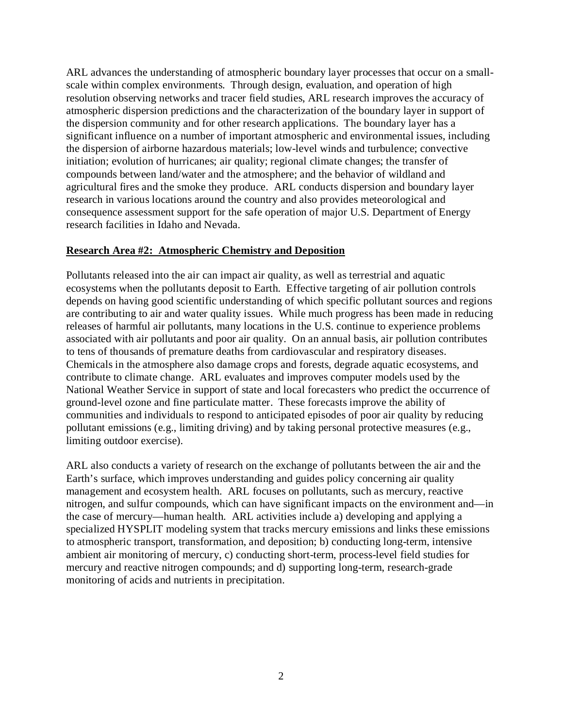ARL advances the understanding of atmospheric boundary layer processes that occur on a small-scale within complex environments. Through design, evaluation, and operation of high resolution observing networks and tracer field studies, ARL research improves the accuracy of atmospheric dispersion predictions and the characterization of the boundary layer in support of the dispersion community and for other research applications. The boundary layer has a significant influence on a number of important atmospheric and environmental issues, including the dispersion of airborne hazardous materials; low-level winds and turbulence; convective initiation; evolution of hurricanes; air quality; regional climate changes; the transfer of compounds between land/water and the atmosphere; and the behavior of wildland and agricultural fires and the smoke they produce. ARL conducts dispersion and boundary layer research in various locations around the country and also provides meteorological and consequence assessment support for the safe operation of major U.S. Department of Energy research facilities in Idaho and Nevada.

**Research Area #2: Atmospheric Chemistry and Deposition**

Pollutants released into the air can impact air quality, as well as terrestrial and aquatic ecosystems when the pollutants deposit to Earth. Effective targeting of air pollution controls depends on having good scientific understanding of which specific pollutant sources and regions are contributing to air and water quality issues. While much progress has been made in reducing releases of harmful air pollutants, many locations in the U.S. continue to experience problems associated with air pollutants and poor air quality. On an annual basis, air pollution contributes to tens of thousands of premature deaths from cardiovascular and respiratory diseases. Chemicals in the atmosphere also damage crops and forests, degrade aquatic ecosystems, and contribute to climate change. ARL evaluates and improves computer models used by the National Weather Service in support of state and local forecasters who predict the occurrence of ground-level ozone and fine particulate matter. These forecasts improve the ability of communities and individuals to respond to anticipated episodes of poor air quality by reducing pollutant emissions (e.g., limiting driving) and by taking personal protective measures (e.g., limiting outdoor exercise).

ARL also conducts a variety of research on the exchange of pollutants between the air and the Earth's surface, which improves understanding and guides policy concerning air quality management and ecosystem health. ARL focuses on pollutants, such as mercury, reactive nitrogen, and sulfur compounds, which can have significant impacts on the environment and—in the case of mercury—human health. ARL activities include a) developing and applying a specialized HYSPLIT modeling system that tracks mercury emissions and links these emissions to atmospheric transport, transformation, and deposition; b) conducting long-term, intensive ambient air monitoring of mercury, c) conducting short-term, process-level field studies for mercury and reactive nitrogen compounds; and d) supporting long-term, research-grade monitoring of acids and nutrients in precipitation.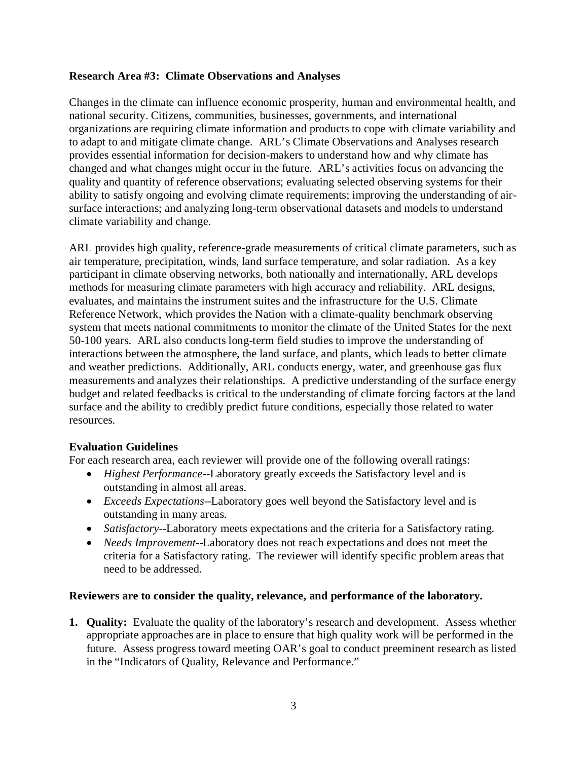**Research Area #3: Climate Observations and Analyses**

Changes in the climate can influence economic prosperity, human and environmental health, and national security. Citizens, communities, businesses, governments, and international organizations are requiring climate information and products to cope with climate variability and to adapt to and mitigate climate change. ARL's Climate Observations and Analyses research provides essential information for decision-makers to understand how and why climate has changed and what changes might occur in the future. ARL's activities focus on advancing the quality and quantity of reference observations; evaluating selected observing systems for their ability to satisfy ongoing and evolving climate requirements; improving the understanding of air-surface interactions; and analyzing long-term observational datasets and models to understand climate variability and change.

ARL provides high quality, reference-grade measurements of critical climate parameters, such as air temperature, precipitation, winds, land surface temperature, and solar radiation. As a key participant in climate observing networks, both nationally and internationally, ARL develops methods for measuring climate parameters with high accuracy and reliability. ARL designs, evaluates, and maintains the instrument suites and the infrastructure for the U.S. Climate Reference Network, which provides the Nation with a climate-quality benchmark observing system that meets national commitments to monitor the climate of the United States for the next 50-100 years. ARL also conducts long-term field studies to improve the understanding of interactions between the atmosphere, the land surface, and plants, which leads to better climate and weather predictions. Additionally, ARL conducts energy, water, and greenhouse gas flux measurements and analyzes their relationships. A predictive understanding of the surface energy budget and related feedbacks is critical to the understanding of climate forcing factors at the land surface and the ability to credibly predict future conditions, especially those related to water resources.

**Evaluation Guidelines**

For each research area, each reviewer will provide one of the following overall ratings:

- *Highest Performance*--Laboratory greatly exceeds the Satisfactory level and is outstanding in almost all areas.
- *Exceeds Expectations*--Laboratory goes well beyond the Satisfactory level and is outstanding in many areas.
- *Satisfactory*--Laboratory meets expectations and the criteria for a Satisfactory rating.
- *Needs Improvement*--Laboratory does not reach expectations and does not meet the criteria for a Satisfactory rating. The reviewer will identify specific problem areas that need to be addressed.

**Reviewers are to consider the quality, relevance, and performance of the laboratory.**

1. **Quality:** Evaluate the quality of the laboratory's research and development. Assess whether appropriate approaches are in place to ensure that high quality work will be performed in the future. Assess progress toward meeting OAR's goal to conduct preeminent research as listed in the "Indicators of Quality, Relevance and Performance."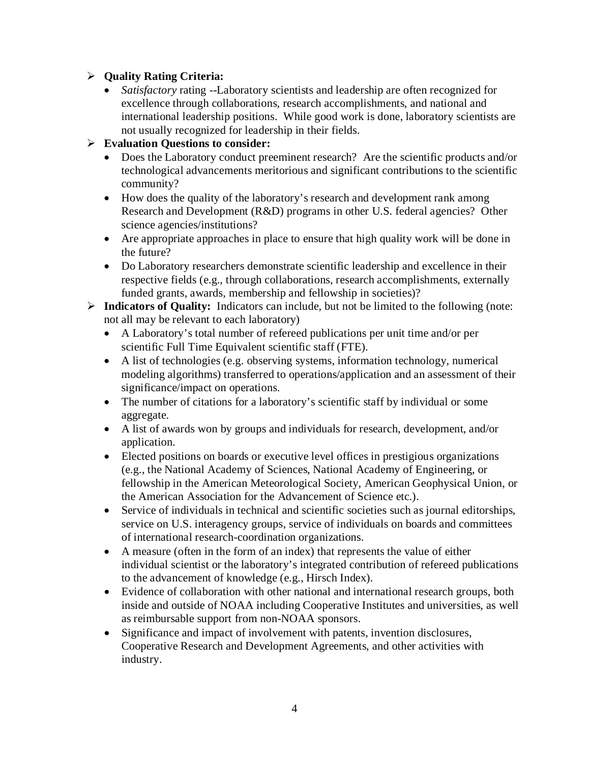- **Quality Rating Criteria:**
  - *Satisfactory* rating --Laboratory scientists and leadership are often recognized for excellence through collaborations, research accomplishments, and national and international leadership positions. While good work is done, laboratory scientists are not usually recognized for leadership in their fields.
- **Evaluation Questions to consider:**
  - Does the Laboratory conduct preeminent research? Are the scientific products and/or technological advancements meritorious and significant contributions to the scientific community?
  - How does the quality of the laboratory's research and development rank among Research and Development (R&D) programs in other U.S. federal agencies? Other science agencies/institutions?
  - Are appropriate approaches in place to ensure that high quality work will be done in the future?
  - Do Laboratory researchers demonstrate scientific leadership and excellence in their respective fields (e.g., through collaborations, research accomplishments, externally funded grants, awards, membership and fellowship in societies)?
- **Indicators of Quality:** Indicators can include, but not be limited to the following (note: not all may be relevant to each laboratory)
  - A Laboratory's total number of refereed publications per unit time and/or per scientific Full Time Equivalent scientific staff (FTE).
  - A list of technologies (e.g. observing systems, information technology, numerical modeling algorithms) transferred to operations/application and an assessment of their significance/impact on operations.
  - The number of citations for a laboratory's scientific staff by individual or some aggregate.
  - A list of awards won by groups and individuals for research, development, and/or application.
  - Elected positions on boards or executive level offices in prestigious organizations (e.g., the National Academy of Sciences, National Academy of Engineering, or fellowship in the American Meteorological Society, American Geophysical Union, or the American Association for the Advancement of Science etc.).
  - Service of individuals in technical and scientific societies such as journal editorships, service on U.S. interagency groups, service of individuals on boards and committees of international research-coordination organizations.
  - A measure (often in the form of an index) that represents the value of either individual scientist or the laboratory's integrated contribution of refereed publications to the advancement of knowledge (e.g., Hirsch Index).
  - Evidence of collaboration with other national and international research groups, both inside and outside of NOAA including Cooperative Institutes and universities, as well as reimbursable support from non-NOAA sponsors.
  - Significance and impact of involvement with patents, invention disclosures, Cooperative Research and Development Agreements, and other activities with industry.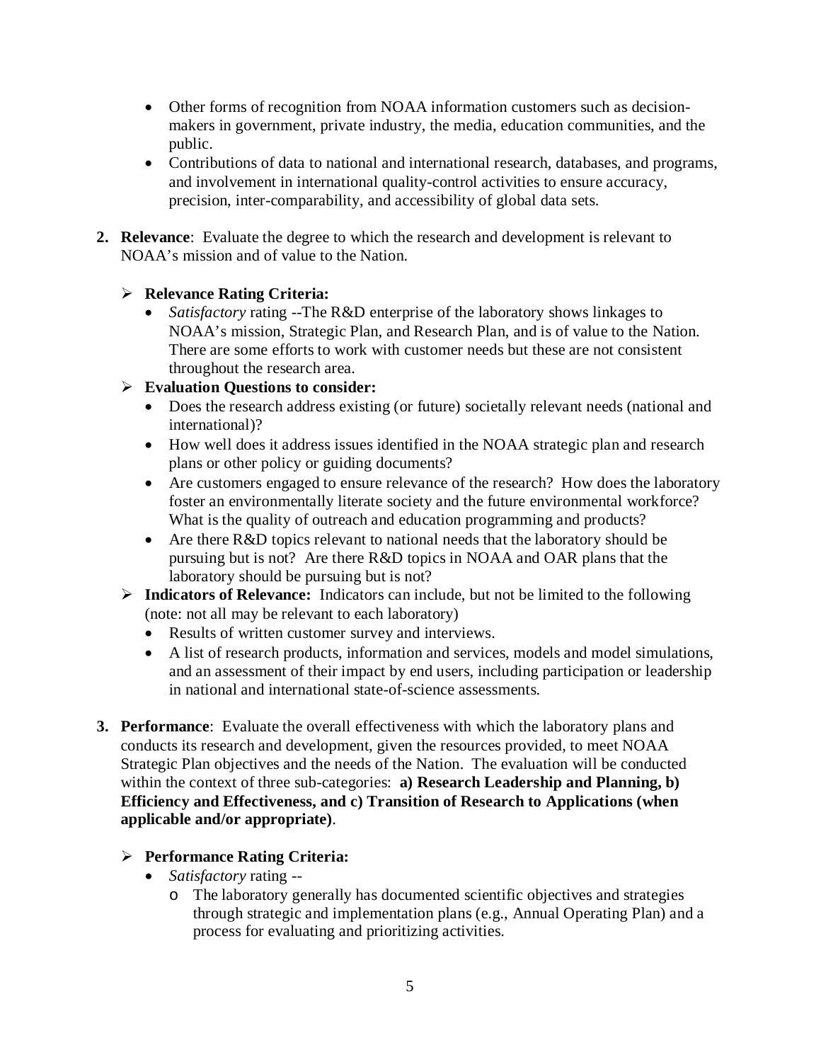- Other forms of recognition from NOAA information customers such as decision-makers in government, private industry, the media, education communities, and the public.
- Contributions of data to national and international research, databases, and programs, and involvement in international quality-control activities to ensure accuracy, precision, inter-comparability, and accessibility of global data sets.

2. **Relevance**: Evaluate the degree to which the research and development is relevant to NOAA's mission and of value to the Nation.

   - **Relevance Rating Criteria:**
     - *Satisfactory* rating --The R&D enterprise of the laboratory shows linkages to NOAA's mission, Strategic Plan, and Research Plan, and is of value to the Nation. There are some efforts to work with customer needs but these are not consistent throughout the research area.
   - **Evaluation Questions to consider:**
     - Does the research address existing (or future) societally relevant needs (national and international)?
     - How well does it address issues identified in the NOAA strategic plan and research plans or other policy or guiding documents?
     - Are customers engaged to ensure relevance of the research? How does the laboratory foster an environmentally literate society and the future environmental workforce? What is the quality of outreach and education programming and products?
     - Are there R&D topics relevant to national needs that the laboratory should be pursuing but is not? Are there R&D topics in NOAA and OAR plans that the laboratory should be pursuing but is not?
   - **Indicators of Relevance:** Indicators can include, but not be limited to the following (note: not all may be relevant to each laboratory)
     - Results of written customer survey and interviews.
     - A list of research products, information and services, models and model simulations, and an assessment of their impact by end users, including participation or leadership in national and international state-of-science assessments.

3. **Performance**: Evaluate the overall effectiveness with which the laboratory plans and conducts its research and development, given the resources provided, to meet NOAA Strategic Plan objectives and the needs of the Nation. The evaluation will be conducted within the context of three sub-categories: **a) Research Leadership and Planning, b) Efficiency and Effectiveness, and c) Transition of Research to Applications (when applicable and/or appropriate)**.

   - **Performance Rating Criteria:**
     - *Satisfactory* rating --
       - The laboratory generally has documented scientific objectives and strategies through strategic and implementation plans (e.g., Annual Operating Plan) and a process for evaluating and prioritizing activities.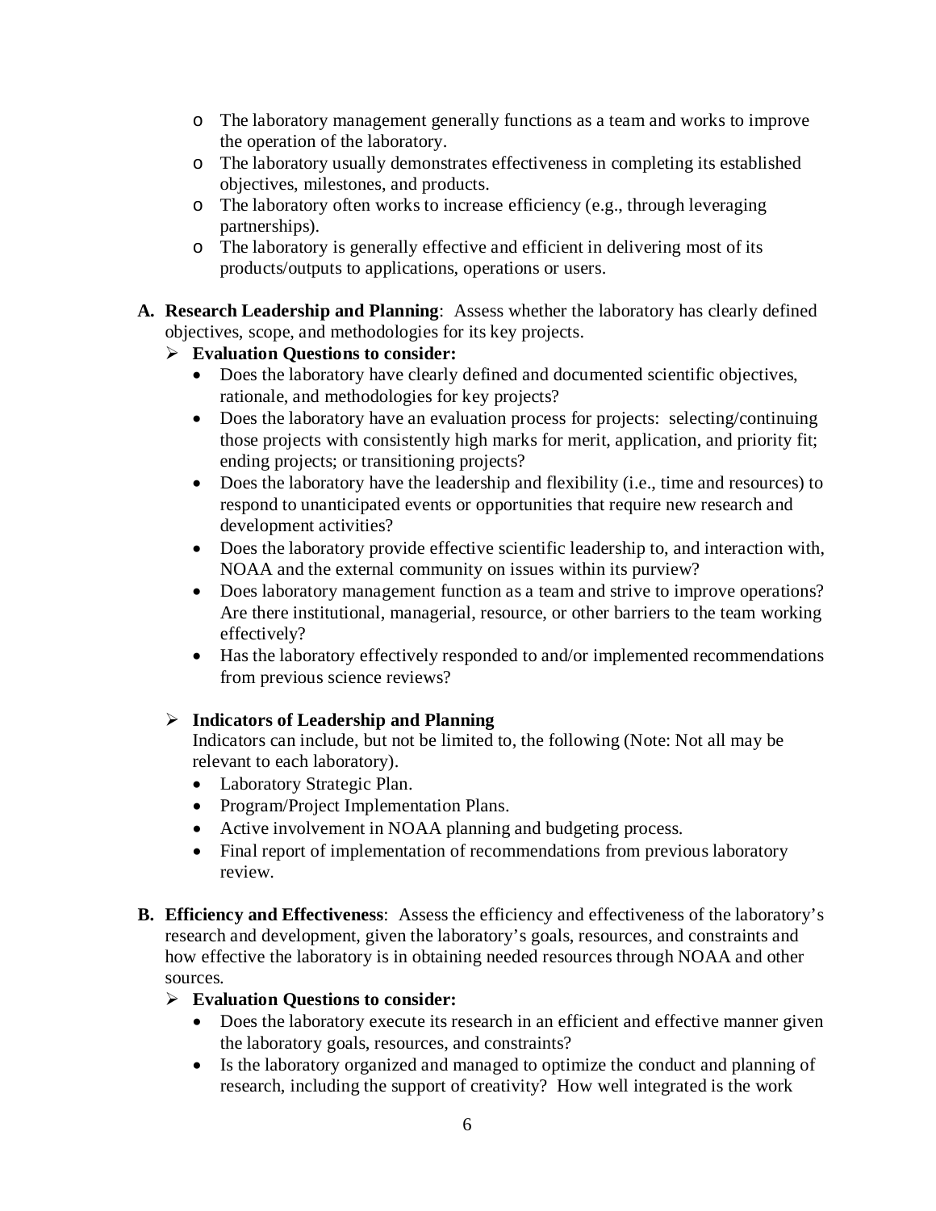- The laboratory management generally functions as a team and works to improve the operation of the laboratory.
- The laboratory usually demonstrates effectiveness in completing its established objectives, milestones, and products.
- The laboratory often works to increase efficiency (e.g., through leveraging partnerships).
- The laboratory is generally effective and efficient in delivering most of its products/outputs to applications, operations or users.

**A. Research Leadership and Planning**: Assess whether the laboratory has clearly defined objectives, scope, and methodologies for its key projects.

- **Evaluation Questions to consider:**
  - Does the laboratory have clearly defined and documented scientific objectives, rationale, and methodologies for key projects?
  - Does the laboratory have an evaluation process for projects: selecting/continuing those projects with consistently high marks for merit, application, and priority fit; ending projects; or transitioning projects?
  - Does the laboratory have the leadership and flexibility (i.e., time and resources) to respond to unanticipated events or opportunities that require new research and development activities?
  - Does the laboratory provide effective scientific leadership to, and interaction with, NOAA and the external community on issues within its purview?
  - Does laboratory management function as a team and strive to improve operations? Are there institutional, managerial, resource, or other barriers to the team working effectively?
  - Has the laboratory effectively responded to and/or implemented recommendations from previous science reviews?

- **Indicators of Leadership and Planning**

  Indicators can include, but not be limited to, the following (Note: Not all may be relevant to each laboratory).
  - Laboratory Strategic Plan.
  - Program/Project Implementation Plans.
  - Active involvement in NOAA planning and budgeting process.
  - Final report of implementation of recommendations from previous laboratory review.

**B. Efficiency and Effectiveness**: Assess the efficiency and effectiveness of the laboratory's research and development, given the laboratory's goals, resources, and constraints and how effective the laboratory is in obtaining needed resources through NOAA and other sources.

- **Evaluation Questions to consider:**
  - Does the laboratory execute its research in an efficient and effective manner given the laboratory goals, resources, and constraints?
  - Is the laboratory organized and managed to optimize the conduct and planning of research, including the support of creativity? How well integrated is the work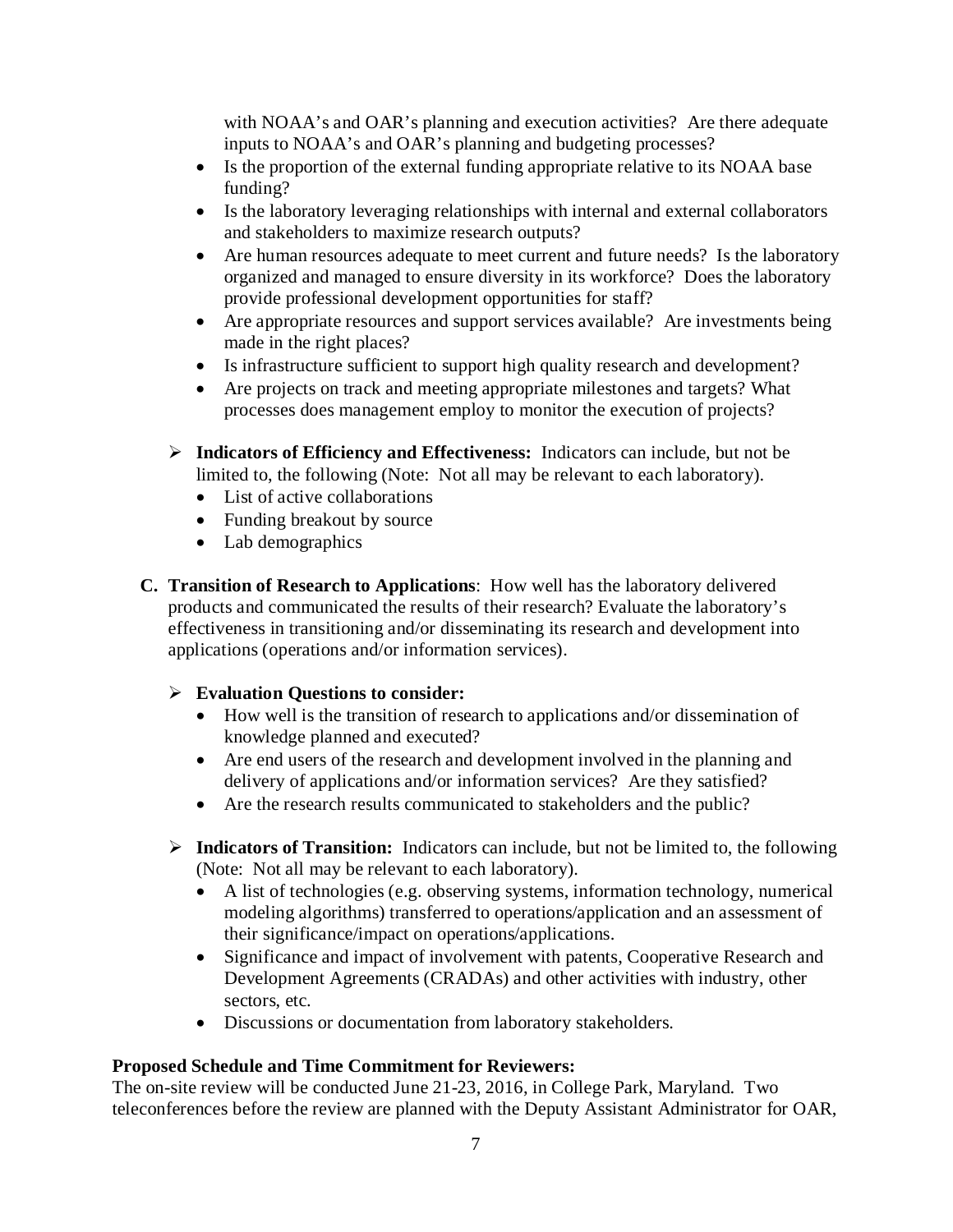with NOAA's and OAR's planning and execution activities? Are there adequate inputs to NOAA's and OAR's planning and budgeting processes?

- Is the proportion of the external funding appropriate relative to its NOAA base funding?
- Is the laboratory leveraging relationships with internal and external collaborators and stakeholders to maximize research outputs?
- Are human resources adequate to meet current and future needs? Is the laboratory organized and managed to ensure diversity in its workforce? Does the laboratory provide professional development opportunities for staff?
- Are appropriate resources and support services available? Are investments being made in the right places?
- Is infrastructure sufficient to support high quality research and development?
- Are projects on track and meeting appropriate milestones and targets? What processes does management employ to monitor the execution of projects?

➢ **Indicators of Efficiency and Effectiveness:** Indicators can include, but not be limited to, the following (Note: Not all may be relevant to each laboratory).

- List of active collaborations
- Funding breakout by source
- Lab demographics

**C. Transition of Research to Applications**: How well has the laboratory delivered products and communicated the results of their research? Evaluate the laboratory's effectiveness in transitioning and/or disseminating its research and development into applications (operations and/or information services).

➢ **Evaluation Questions to consider:**

- How well is the transition of research to applications and/or dissemination of knowledge planned and executed?
- Are end users of the research and development involved in the planning and delivery of applications and/or information services? Are they satisfied?
- Are the research results communicated to stakeholders and the public?

➢ **Indicators of Transition:** Indicators can include, but not be limited to, the following (Note: Not all may be relevant to each laboratory).

- A list of technologies (e.g. observing systems, information technology, numerical modeling algorithms) transferred to operations/application and an assessment of their significance/impact on operations/applications.
- Significance and impact of involvement with patents, Cooperative Research and Development Agreements (CRADAs) and other activities with industry, other sectors, etc.
- Discussions or documentation from laboratory stakeholders.

**Proposed Schedule and Time Commitment for Reviewers:**

The on-site review will be conducted June 21-23, 2016, in College Park, Maryland. Two teleconferences before the review are planned with the Deputy Assistant Administrator for OAR,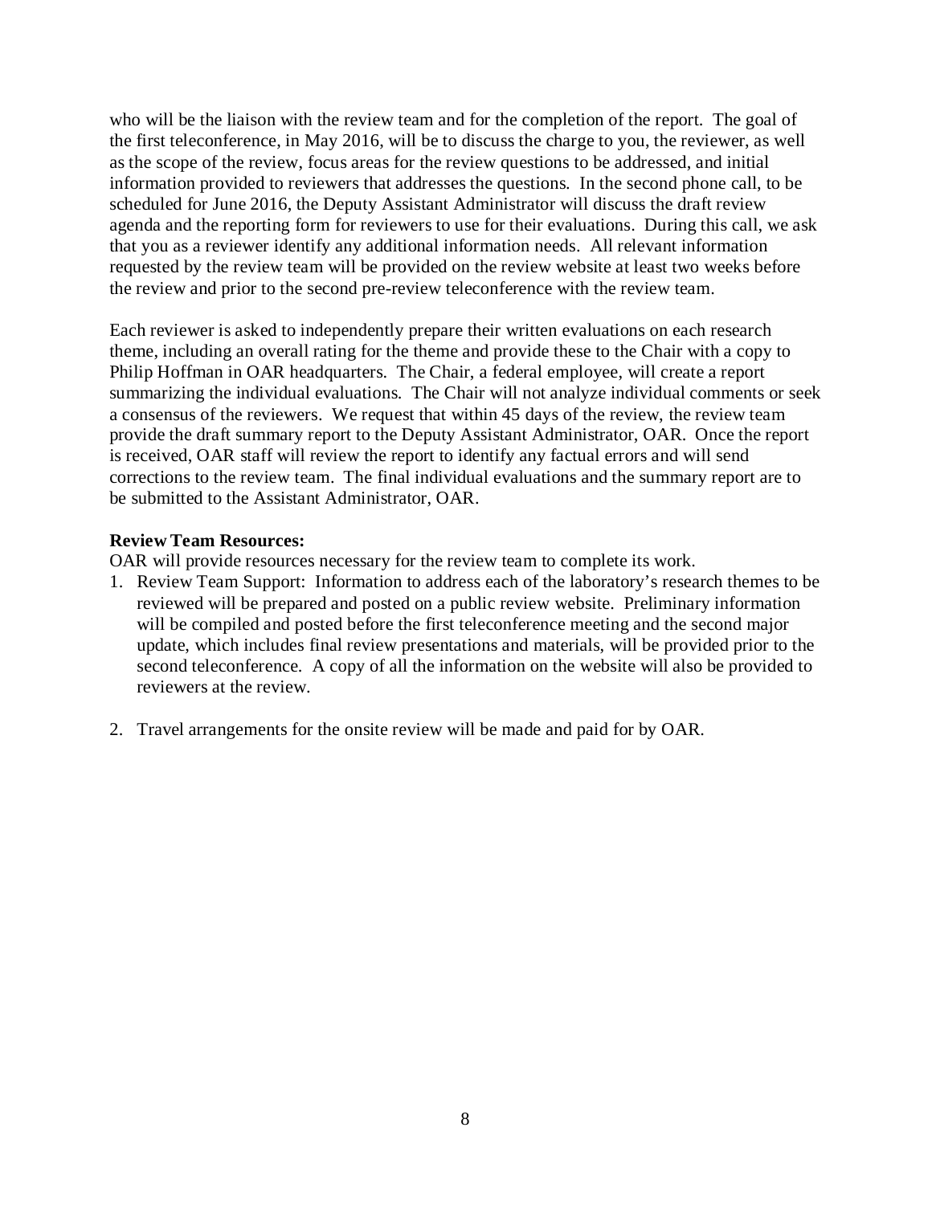who will be the liaison with the review team and for the completion of the report. The goal of the first teleconference, in May 2016, will be to discuss the charge to you, the reviewer, as well as the scope of the review, focus areas for the review questions to be addressed, and initial information provided to reviewers that addresses the questions. In the second phone call, to be scheduled for June 2016, the Deputy Assistant Administrator will discuss the draft review agenda and the reporting form for reviewers to use for their evaluations. During this call, we ask that you as a reviewer identify any additional information needs. All relevant information requested by the review team will be provided on the review website at least two weeks before the review and prior to the second pre-review teleconference with the review team.

Each reviewer is asked to independently prepare their written evaluations on each research theme, including an overall rating for the theme and provide these to the Chair with a copy to Philip Hoffman in OAR headquarters. The Chair, a federal employee, will create a report summarizing the individual evaluations. The Chair will not analyze individual comments or seek a consensus of the reviewers. We request that within 45 days of the review, the review team provide the draft summary report to the Deputy Assistant Administrator, OAR. Once the report is received, OAR staff will review the report to identify any factual errors and will send corrections to the review team. The final individual evaluations and the summary report are to be submitted to the Assistant Administrator, OAR.

**Review Team Resources:**

OAR will provide resources necessary for the review team to complete its work.

1. Review Team Support: Information to address each of the laboratory's research themes to be reviewed will be prepared and posted on a public review website. Preliminary information will be compiled and posted before the first teleconference meeting and the second major update, which includes final review presentations and materials, will be provided prior to the second teleconference. A copy of all the information on the website will also be provided to reviewers at the review.

2. Travel arrangements for the onsite review will be made and paid for by OAR.